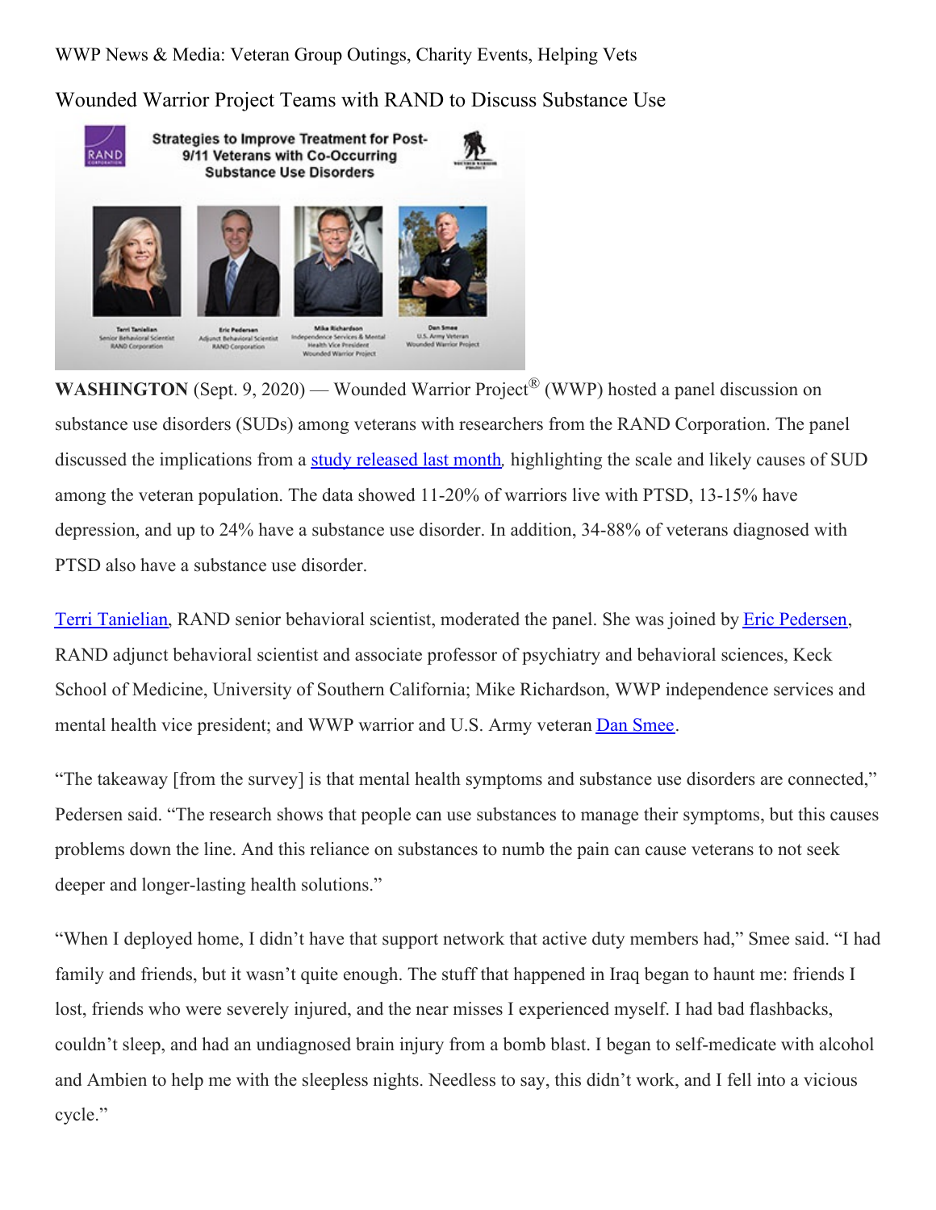WWP News & Media: Veteran Group Outings, Charity Events, Helping Vets

# Wounded Warrior Project Teams with RAND to Discuss Substance Use

**WASHINGTON** (Sept. 9, 2020) — Wounded Warrior Project® (WWP) hosted a panel discussion on substance use disorders (SUDs) among veterans with researchers from the RAND Corporation. The panel discussed the implications from a study released last month, highlighting the scale and likely causes of SUD among the veteran population. The data showed 11-20% of warriors live with PTSD, 13-15% have depression, and up to 24% have a substance use disorder. In addition, 34-88% of veterans diagnosed with PTSD also have a substance use disorder.

Terri Tanielian, RAND senior behavioral scientist, moderated the panel. She was joined by Eric Pedersen, RAND adjunct behavioral scientist and associate professor of psychiatry and behavioral sciences, Keck School of Medicine, University of Southern California; Mike Richardson, WWP independence services and mental health vice president; and WWP warrior and U.S. Army veteran Dan Smee.

"The takeaway [from the survey] is that mental health symptoms and substance use disorders are connected," Pedersen said. "The research shows that people can use substances to manage their symptoms, but this causes problems down the line. And this reliance on substances to numb the pain can cause veterans to not seek deeper and longer-lasting health solutions."

"When I deployed home, I didn't have that support network that active duty members had," Smee said. "I had family and friends, but it wasn't quite enough. The stuff that happened in Iraq began to haunt me: friends I lost, friends who were severely injured, and the near misses I experienced myself. I had bad flashbacks, couldn't sleep, and had an undiagnosed brain injury from a bomb blast. I began to self-medicate with alcohol and Ambien to help me with the sleepless nights. Needless to say, this didn't work, and I fell into a vicious cycle."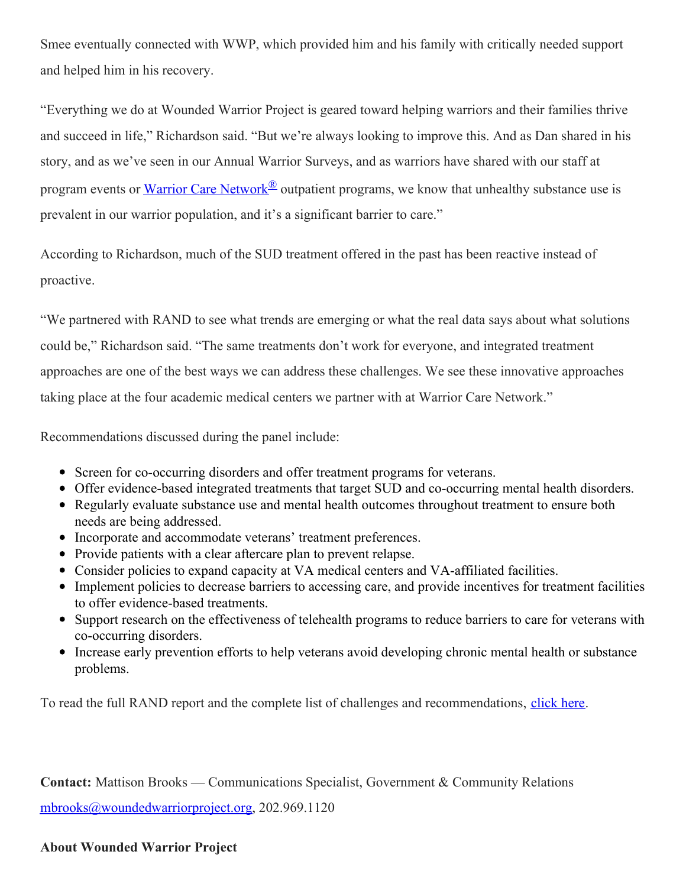Smee eventually connected with WWP, which provided him and his family with critically needed support and helped him in his recovery.

"Everything we do at Wounded Warrior Project is geared toward helping warriors and their families thrive and succeed in life," Richardson said. "But we're always looking to improve this. And as Dan shared in his story, and as we've seen in our Annual Warrior Surveys, and as warriors have shared with our staff at program events or Warrior Care Network® outpatient programs, we know that unhealthy substance use is prevalent in our warrior population, and it's a significant barrier to care."

According to Richardson, much of the SUD treatment offered in the past has been reactive instead of proactive.

"We partnered with RAND to see what trends are emerging or what the real data says about what solutions could be," Richardson said. "The same treatments don't work for everyone, and integrated treatment approaches are one of the best ways we can address these challenges. We see these innovative approaches taking place at the four academic medical centers we partner with at Warrior Care Network."

Recommendations discussed during the panel include:

- Screen for co-occurring disorders and offer treatment programs for veterans.
- Offer evidence-based integrated treatments that target SUD and co-occurring mental health disorders.
- Regularly evaluate substance use and mental health outcomes throughout treatment to ensure both needs are being addressed.
- Incorporate and accommodate veterans' treatment preferences.
- Provide patients with a clear aftercare plan to prevent relapse.
- Consider policies to expand capacity at VA medical centers and VA-affiliated facilities.
- Implement policies to decrease barriers to accessing care, and provide incentives for treatment facilities to offer evidence-based treatments.
- Support research on the effectiveness of telehealth programs to reduce barriers to care for veterans with co-occurring disorders.
- Increase early prevention efforts to help veterans avoid developing chronic mental health or substance problems.

To read the full RAND report and the complete list of challenges and recommendations, click here.

**Contact:** Mattison Brooks — Communications Specialist, Government & Community Relations
mbrooks@woundedwarriorproject.org, 202.969.1120

**About Wounded Warrior Project**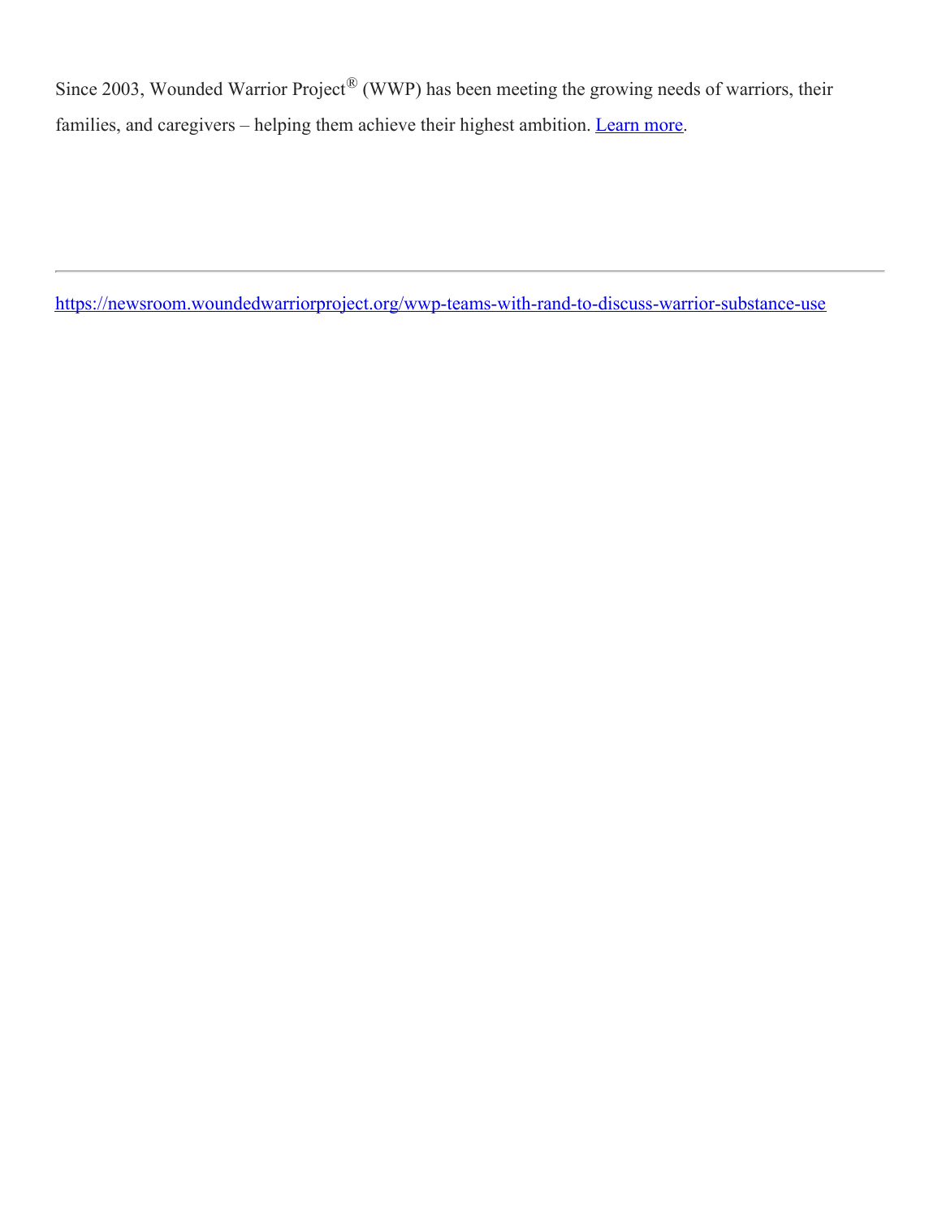Since 2003, Wounded Warrior Project® (WWP) has been meeting the growing needs of warriors, their families, and caregivers – helping them achieve their highest ambition. Learn more.

---

https://newsroom.woundedwarriorproject.org/wwp-teams-with-rand-to-discuss-warrior-substance-use